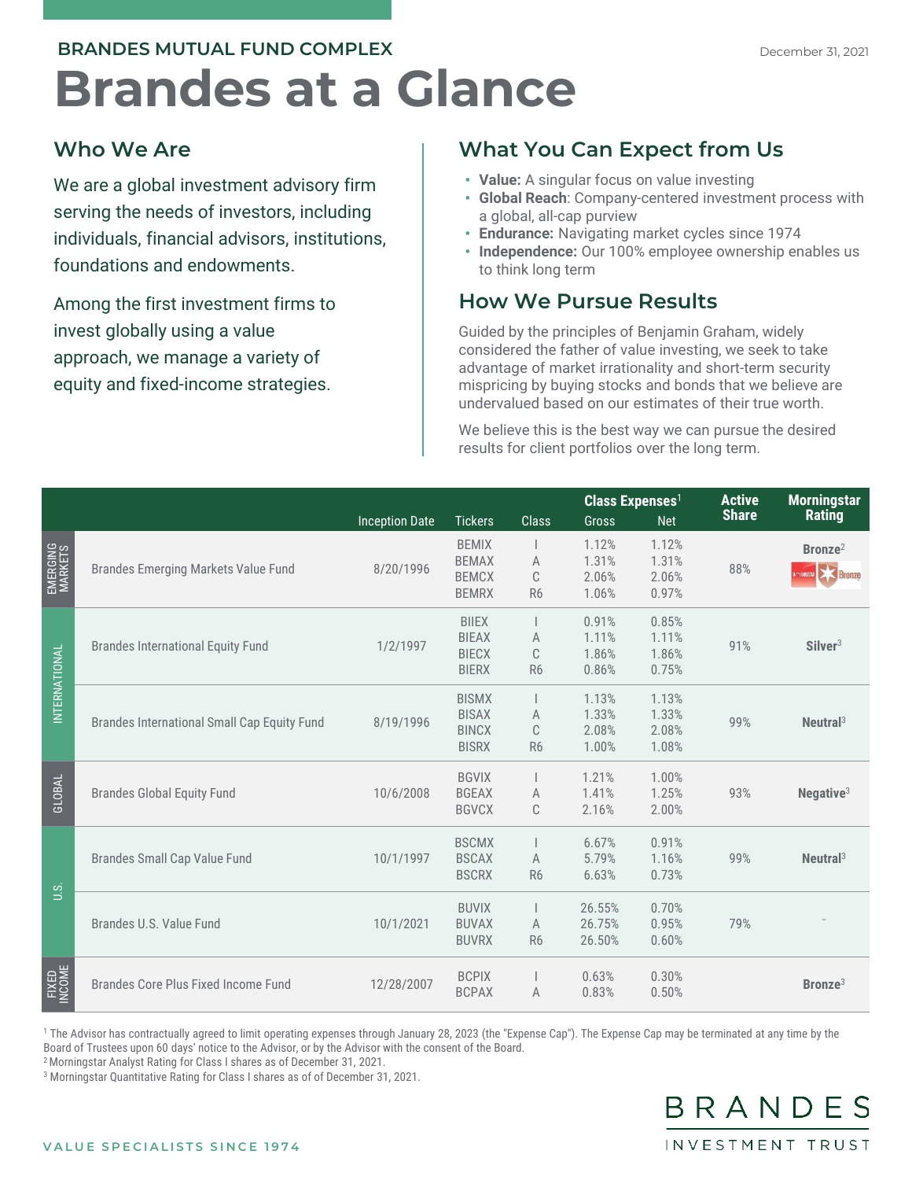BRANDES MUTUAL FUND COMPLEX

December 31, 2021

# Brandes at a Glance

## Who We Are

We are a global investment advisory firm serving the needs of investors, including individuals, financial advisors, institutions, foundations and endowments.

Among the first investment firms to invest globally using a value approach, we manage a variety of equity and fixed-income strategies.

## What You Can Expect from Us

- **Value:** A singular focus on value investing
- **Global Reach**: Company-centered investment process with a global, all-cap purview
- **Endurance:** Navigating market cycles since 1974
- **Independence:** Our 100% employee ownership enables us to think long term

## How We Pursue Results

Guided by the principles of Benjamin Graham, widely considered the father of value investing, we seek to take advantage of market irrationality and short-term security mispricing by buying stocks and bonds that we believe are undervalued based on our estimates of their true worth.

We believe this is the best way we can pursue the desired results for client portfolios over the long term.

| | | Inception Date | Tickers | Class | Class Expenses[1] Gross | Net | Active Share | Morningstar Rating |
|---|---|---|---|---|---|---|---|---|
| EMERGING MARKETS | Brandes Emerging Markets Value Fund | 8/20/1996 | BEMIX<br>BEMAX<br>BEMCX<br>BEMRX | I<br>A<br>C<br>R6 | 1.12%<br>1.31%<br>2.06%<br>1.06% | 1.12%<br>1.31%<br>2.06%<br>0.97% | 88% | Bronze[2] |
| INTERNATIONAL | Brandes International Equity Fund | 1/2/1997 | BIIEX<br>BIEAX<br>BIECX<br>BIERX | I<br>A<br>C<br>R6 | 0.91%<br>1.11%<br>1.86%<br>0.86% | 0.85%<br>1.11%<br>1.86%<br>0.75% | 91% | Silver[3] |
| INTERNATIONAL | Brandes International Small Cap Equity Fund | 8/19/1996 | BISMX<br>BISAX<br>BINCX<br>BISRX | I<br>A<br>C<br>R6 | 1.13%<br>1.33%<br>2.08%<br>1.00% | 1.13%<br>1.33%<br>2.08%<br>1.08% | 99% | Neutral[3] |
| GLOBAL | Brandes Global Equity Fund | 10/6/2008 | BGVIX<br>BGEAX<br>BGVCX | I<br>A<br>C | 1.21%<br>1.41%<br>2.16% | 1.00%<br>1.25%<br>2.00% | 93% | Negative[3] |
| U.S. | Brandes Small Cap Value Fund | 10/1/1997 | BSCMX<br>BSCAX<br>BSCRX | I<br>A<br>R6 | 6.67%<br>5.79%<br>6.63% | 0.91%<br>1.16%<br>0.73% | 99% | Neutral[3] |
| U.S. | Brandes U.S. Value Fund | 10/1/2021 | BUVIX<br>BUVAX<br>BUVRX | I<br>A<br>R6 | 26.55%<br>26.75%<br>26.50% | 0.70%<br>0.95%<br>0.60% | 79% | - |
| FIXED INCOME | Brandes Core Plus Fixed Income Fund | 12/28/2007 | BCPIX<br>BCPAX | I<br>A | 0.63%<br>0.83% | 0.30%<br>0.50% | | Bronze[3] |

[1] The Advisor has contractually agreed to limit operating expenses through January 28, 2023 (the "Expense Cap"). The Expense Cap may be terminated at any time by the Board of Trustees upon 60 days' notice to the Advisor, or by the Advisor with the consent of the Board.
[2] Morningstar Analyst Rating for Class I shares as of December 31, 2021.
[3] Morningstar Quantitative Rating for Class I shares as of of December 31, 2021.

VALUE SPECIALISTS SINCE 1974

BRANDES INVESTMENT TRUST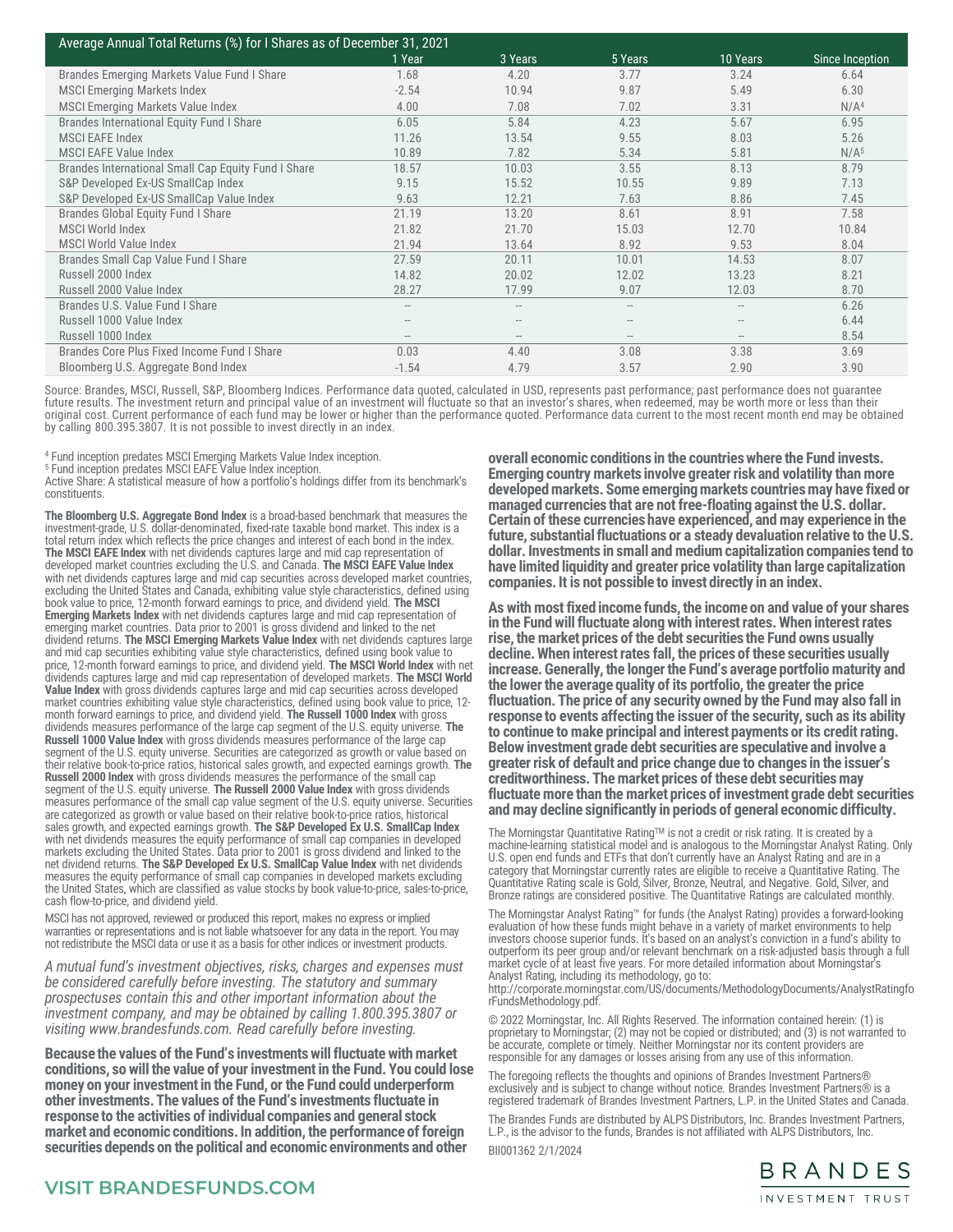| Average Annual Total Returns (%) for I Shares as of December 31, 2021 | 1 Year | 3 Years | 5 Years | 10 Years | Since Inception |
|---|---|---|---|---|---|
| Brandes Emerging Markets Value Fund I Share | 1.68 | 4.20 | 3.77 | 3.24 | 6.64 |
| MSCI Emerging Markets Index | -2.54 | 10.94 | 9.87 | 5.49 | 6.30 |
| MSCI Emerging Markets Value Index | 4.00 | 7.08 | 7.02 | 3.31 | N/A[4] |
| Brandes International Equity Fund I Share | 6.05 | 5.84 | 4.23 | 5.67 | 6.95 |
| MSCI EAFE Index | 11.26 | 13.54 | 9.55 | 8.03 | 5.26 |
| MSCI EAFE Value Index | 10.89 | 7.82 | 5.34 | 5.81 | N/A[5] |
| Brandes International Small Cap Equity Fund I Share | 18.57 | 10.03 | 3.55 | 8.13 | 8.79 |
| S&P Developed Ex-US SmallCap Index | 9.15 | 15.52 | 10.55 | 9.89 | 7.13 |
| S&P Developed Ex-US SmallCap Value Index | 9.63 | 12.21 | 7.63 | 8.86 | 7.45 |
| Brandes Global Equity Fund I Share | 21.19 | 13.20 | 8.61 | 8.91 | 7.58 |
| MSCI World Index | 21.82 | 21.70 | 15.03 | 12.70 | 10.84 |
| MSCI World Value Index | 21.94 | 13.64 | 8.92 | 9.53 | 8.04 |
| Brandes Small Cap Value Fund I Share | 27.59 | 20.11 | 10.01 | 14.53 | 8.07 |
| Russell 2000 Index | 14.82 | 20.02 | 12.02 | 13.23 | 8.21 |
| Russell 2000 Value Index | 28.27 | 17.99 | 9.07 | 12.03 | 8.70 |
| Brandes U.S. Value Fund I Share | -- | -- | -- | -- | 6.26 |
| Russell 1000 Value Index | -- | -- | -- | -- | 6.44 |
| Russell 1000 Index | -- | -- | -- | -- | 8.54 |
| Brandes Core Plus Fixed Income Fund I Share | 0.03 | 4.40 | 3.08 | 3.38 | 3.69 |
| Bloomberg U.S. Aggregate Bond Index | -1.54 | 4.79 | 3.57 | 2.90 | 3.90 |

Source: Brandes, MSCI, Russell, S&P, Bloomberg Indices. Performance data quoted, calculated in USD, represents past performance; past performance does not guarantee future results. The investment return and principal value of an investment will fluctuate so that an investor's shares, when redeemed, may be worth more or less than their original cost. Current performance of each fund may be lower or higher than the performance quoted. Performance data current to the most recent month end may be obtained by calling 800.395.3807. It is not possible to invest directly in an index.

[4] Fund inception predates MSCI Emerging Markets Value Index inception.
[5] Fund inception predates MSCI EAFE Value Index inception.
Active Share: A statistical measure of how a portfolio's holdings differ from its benchmark's constituents.

**The Bloomberg U.S. Aggregate Bond Index** is a broad-based benchmark that measures the investment-grade, U.S. dollar-denominated, fixed-rate taxable bond market. This index is a total return index which reflects the price changes and interest of each bond in the index. **The MSCI EAFE Index** with net dividends captures large and mid cap representation of developed market countries excluding the U.S. and Canada. **The MSCI EAFE Value Index** with net dividends captures large and mid cap securities across developed market countries, excluding the United States and Canada, exhibiting value style characteristics, defined using book value to price, 12-month forward earnings to price, and dividend yield. **The MSCI Emerging Markets Index** with net dividends captures large and mid cap representation of emerging market countries. Data prior to 2001 is gross dividend and linked to the net dividend returns. **The MSCI Emerging Markets Value Index** with net dividends captures large and mid cap securities exhibiting value style characteristics, defined using book value to price, 12-month forward earnings to price, and dividend yield. **The MSCI World Index** with net dividends captures large and mid cap representation of developed markets. **The MSCI World Value Index** with gross dividends captures large and mid cap securities across developed market countries exhibiting value style characteristics, defined using book value to price, 12-month forward earnings to price, and dividend yield. **The Russell 1000 Index** with gross dividends measures performance of the large cap segment of the U.S. equity universe. **The Russell 1000 Value Index** with gross dividends measures performance of the large cap segment of the U.S. equity universe. Securities are categorized as growth or value based on their relative book-to-price ratios, historical sales growth, and expected earnings growth. **The Russell 2000 Index** with gross dividends measures the performance of the small cap segment of the U.S. equity universe. **The Russell 2000 Value Index** with gross dividends measures performance of the small cap value segment of the U.S. equity universe. Securities are categorized as growth or value based on their relative book-to-price ratios, historical sales growth, and expected earnings growth. **The S&P Developed Ex U.S. SmallCap Index** with net dividends measures the equity performance of small cap companies in developed markets excluding the United States. Data prior to 2001 is gross dividend and linked to the net dividend returns. **The S&P Developed Ex U.S. SmallCap Value Index** with net dividends measures the equity performance of small cap companies in developed markets excluding the United States, which are classified as value stocks by book value-to-price, sales-to-price, cash flow-to-price, and dividend yield.

MSCI has not approved, reviewed or produced this report, makes no express or implied warranties or representations and is not liable whatsoever for any data in the report. You may not redistribute the MSCI data or use it as a basis for other indices or investment products.

*A mutual fund's investment objectives, risks, charges and expenses must be considered carefully before investing. The statutory and summary prospectuses contain this and other important information about the investment company, and may be obtained by calling 1.800.395.3807 or visiting www.brandesfunds.com. Read carefully before investing.*

**Because the values of the Fund's investments will fluctuate with market conditions, so will the value of your investment in the Fund. You could lose money on your investment in the Fund, or the Fund could underperform other investments. The values of the Fund's investments fluctuate in response to the activities of individual companies and general stock market and economic conditions. In addition, the performance of foreign securities depends on the political and economic environments and other overall economic conditions in the countries where the Fund invests. Emerging country markets involve greater risk and volatility than more developed markets. Some emerging markets countries may have fixed or managed currencies that are not free-floating against the U.S. dollar. Certain of these currencies have experienced, and may experience in the future, substantial fluctuations or a steady devaluation relative to the U.S. dollar. Investments in small and medium capitalization companies tend to have limited liquidity and greater price volatility than large capitalization companies. It is not possible to invest directly in an index.**

**As with most fixed income funds, the income on and value of your shares in the Fund will fluctuate along with interest rates. When interest rates rise, the market prices of the debt securities the Fund owns usually decline. When interest rates fall, the prices of these securities usually increase. Generally, the longer the Fund's average portfolio maturity and the lower the average quality of its portfolio, the greater the price fluctuation. The price of any security owned by the Fund may also fall in response to events affecting the issuer of the security, such as its ability to continue to make principal and interest payments or its credit rating. Below investment grade debt securities are speculative and involve a greater risk of default and price change due to changes in the issuer's creditworthiness. The market prices of these debt securities may fluctuate more than the market prices of investment grade debt securities and may decline significantly in periods of general economic difficulty.**

The Morningstar Quantitative Rating™ is not a credit or risk rating. It is created by a machine-learning statistical model and is analogous to the Morningstar Analyst Rating. Only U.S. open end funds and ETFs that don't currently have an Analyst Rating and are in a category that Morningstar currently rates are eligible to receive a Quantitative Rating. The Quantitative Rating scale is Gold, Silver, Bronze, Neutral, and Negative. Gold, Silver, and Bronze ratings are considered positive. The Quantitative Ratings are calculated monthly.

The Morningstar Analyst Rating™ for funds (the Analyst Rating) provides a forward-looking evaluation of how these funds might behave in a variety of market environments to help investors choose superior funds. It's based on an analyst's conviction in a fund's ability to outperform its peer group and/or relevant benchmark on a risk-adjusted basis through a full market cycle of at least five years. For more detailed information about Morningstar's Analyst Rating, including its methodology, go to:
http://corporate.morningstar.com/US/documents/MethodologyDocuments/AnalystRatingforFundsMethodology.pdf.

© 2022 Morningstar, Inc. All Rights Reserved. The information contained herein: (1) is proprietary to Morningstar; (2) may not be copied or distributed; and (3) is not warranted to be accurate, complete or timely. Neither Morningstar nor its content providers are responsible for any damages or losses arising from any use of this information.

The foregoing reflects the thoughts and opinions of Brandes Investment Partners® exclusively and is subject to change without notice. Brandes Investment Partners® is a registered trademark of Brandes Investment Partners, L.P. in the United States and Canada.

The Brandes Funds are distributed by ALPS Distributors, Inc. Brandes Investment Partners, L.P., is the advisor to the funds, Brandes is not affiliated with ALPS Distributors, Inc.

BII001362 2/1/2024

**VISIT BRANDESFUNDS.COM**

BRANDES
INVESTMENT TRUST